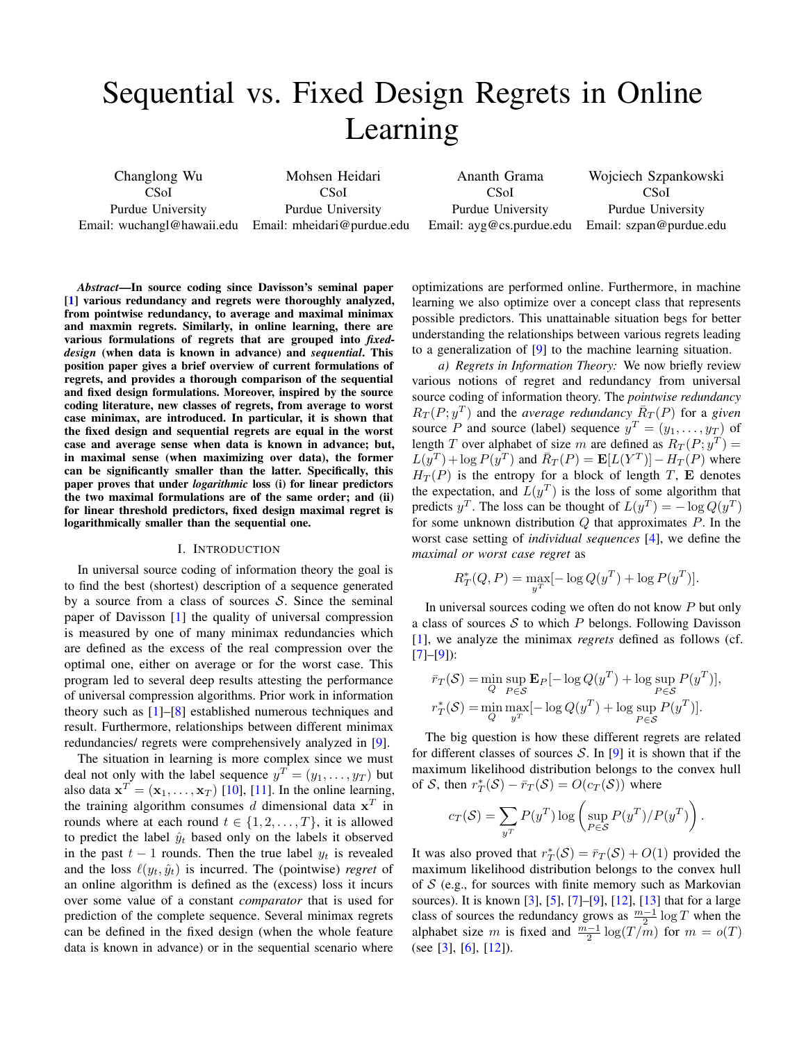# Sequential vs. Fixed Design Regrets in Online Learning

Changlong Wu
CSoI
Purdue University
Email: wuchangl@hawaii.edu

Mohsen Heidari
CSoI
Purdue University
Email: mheidari@purdue.edu

Ananth Grama
CSoI
Purdue University
Email: ayg@cs.purdue.edu

Wojciech Szpankowski
CSoI
Purdue University
Email: szpan@purdue.edu

***Abstract*—In source coding since Davisson's seminal paper [1] various redundancy and regrets were thoroughly analyzed, from pointwise redundancy, to average and maximal minimax and maxmin regrets. Similarly, in online learning, there are various formulations of regrets that are grouped into *fixed-design* (when data is known in advance) and *sequential*. This position paper gives a brief overview of current formulations of regrets, and provides a thorough comparison of the sequential and fixed design formulations. Moreover, inspired by the source coding literature, new classes of regrets, from average to worst case minimax, are introduced. In particular, it is shown that the fixed design and sequential regrets are equal in the worst case and average sense when data is known in advance; but, in maximal sense (when maximizing over data), the former can be significantly smaller than the latter. Specifically, this paper proves that under *logarithmic* loss (i) for linear predictors the two maximal formulations are of the same order; and (ii) for linear threshold predictors, fixed design maximal regret is logarithmically smaller than the sequential one.**

## I. Introduction

In universal source coding of information theory the goal is to find the best (shortest) description of a sequence generated by a source from a class of sources $\mathcal{S}$. Since the seminal paper of Davisson [1] the quality of universal compression is measured by one of many minimax redundancies which are defined as the excess of the real compression over the optimal one, either on average or for the worst case. This program led to several deep results attesting the performance of universal compression algorithms. Prior work in information theory such as [1]–[8] established numerous techniques and result. Furthermore, relationships between different minimax redundancies/ regrets were comprehensively analyzed in [9].

The situation in learning is more complex since we must deal not only with the label sequence $y^T = (y_1, \ldots, y_T)$ but also data $\mathbf{x}^T = (\mathbf{x}_1, \ldots, \mathbf{x}_T)$ [10], [11]. In the online learning, the training algorithm consumes $d$ dimensional data $\mathbf{x}^T$ in rounds where at each round $t \in \{1, 2, \ldots, T\}$, it is allowed to predict the label $\hat{y}_t$ based only on the labels it observed in the past $t-1$ rounds. Then the true label $y_t$ is revealed and the loss $\ell(y_t, \hat{y}_t)$ is incurred. The (pointwise) *regret* of an online algorithm is defined as the (excess) loss it incurs over some value of a constant *comparator* that is used for prediction of the complete sequence. Several minimax regrets can be defined in the fixed design (when the whole feature data is known in advance) or in the sequential scenario where optimizations are performed online. Furthermore, in machine learning we also optimize over a concept class that represents possible predictors. This unattainable situation begs for better understanding the relationships between various regrets leading to a generalization of [9] to the machine learning situation.

*a) Regrets in Information Theory:* We now briefly review various notions of regret and redundancy from universal source coding of information theory. The *pointwise redundancy* $R_T(P; y^T)$ and the *average redundancy* $\bar{R}_T(P)$ for a *given* source $P$ and source (label) sequence $y^T = (y_1, \ldots, y_T)$ of length $T$ over alphabet of size $m$ are defined as $R_T(P; y^T) = L(y^T) + \log P(y^T)$ and $\bar{R}_T(P) = \mathbf{E}[L(Y^T)] - H_T(P)$ where $H_T(P)$ is the entropy for a block of length $T$, $\mathbf{E}$ denotes the expectation, and $L(y^T)$ is the loss of some algorithm that predicts $y^T$. The loss can be thought of $L(y^T) = -\log Q(y^T)$ for some unknown distribution $Q$ that approximates $P$. In the worst case setting of *individual sequences* [4], we define the *maximal or worst case regret* as

$$R_T^*(Q, P) = \max_{y^T} [-\log Q(y^T) + \log P(y^T)].$$

In universal sources coding we often do not know $P$ but only a class of sources $\mathcal{S}$ to which $P$ belongs. Following Davisson [1], we analyze the minimax *regrets* defined as follows (cf. [7]–[9]):

$$\bar{r}_T(\mathcal{S}) = \min_{Q} \sup_{P \in \mathcal{S}} \mathbf{E}_P[-\log Q(y^T) + \log \sup_{P \in \mathcal{S}} P(y^T)],$$

$$r_T^*(\mathcal{S}) = \min_{Q} \max_{y^T} [-\log Q(y^T) + \log \sup_{P \in \mathcal{S}} P(y^T)].$$

The big question is how these different regrets are related for different classes of sources $\mathcal{S}$. In [9] it is shown that if the maximum likelihood distribution belongs to the convex hull of $\mathcal{S}$, then $r_T^*(\mathcal{S}) - \bar{r}_T(\mathcal{S}) = O(c_T(\mathcal{S}))$ where

$$c_T(\mathcal{S}) = \sum_{y^T} P(y^T) \log \left( \sup_{P \in \mathcal{S}} P(y^T) / P(y^T) \right).$$

It was also proved that $r_T^*(\mathcal{S}) = \bar{r}_T(\mathcal{S}) + O(1)$ provided the maximum likelihood distribution belongs to the convex hull of $\mathcal{S}$ (e.g., for sources with finite memory such as Markovian sources). It is known [3], [5], [7]–[9], [12], [13] that for a large class of sources the redundancy grows as $\frac{m-1}{2} \log T$ when the alphabet size $m$ is fixed and $\frac{m-1}{2} \log(T/m)$ for $m = o(T)$ (see [3], [6], [12]).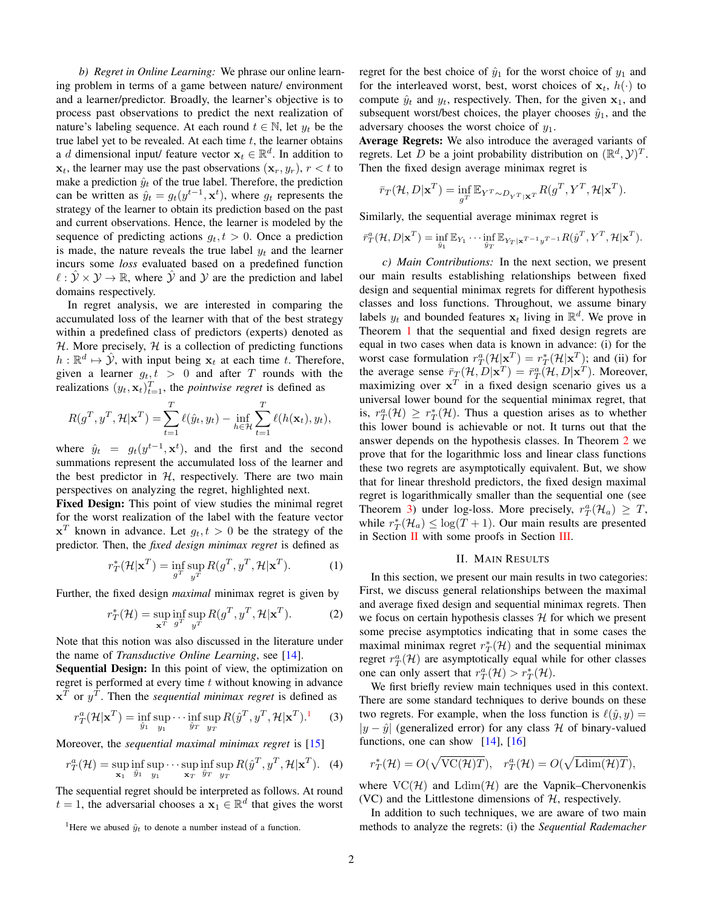*b) Regret in Online Learning:* We phrase our online learning problem in terms of a game between nature/ environment and a learner/predictor. Broadly, the learner's objective is to process past observations to predict the next realization of nature's labeling sequence. At each round $t \in \mathbb{N}$, let $y_t$ be the true label yet to be revealed. At each time $t$, the learner obtains a $d$ dimensional input/ feature vector $\mathbf{x}_t \in \mathbb{R}^d$. In addition to $\mathbf{x}_t$, the learner may use the past observations $(\mathbf{x}_r, y_r)$, $r < t$ to make a prediction $\hat{y}_t$ of the true label. Therefore, the prediction can be written as $\hat{y}_t = g_t(y^{t-1}, \mathbf{x}^t)$, where $g_t$ represents the strategy of the learner to obtain its prediction based on the past and current observations. Hence, the learner is modeled by the sequence of predicting actions $g_t, t > 0$. Once a prediction is made, the nature reveals the true label $y_t$ and the learner incurs some *loss* evaluated based on a predefined function $\ell : \hat{\mathcal{Y}} \times \mathcal{Y} \to \mathbb{R}$, where $\hat{\mathcal{Y}}$ and $\mathcal{Y}$ are the prediction and label domains respectively.

In regret analysis, we are interested in comparing the accumulated loss of the learner with that of the best strategy within a predefined class of predictors (experts) denoted as $\mathcal{H}$. More precisely, $\mathcal{H}$ is a collection of predicting functions $h : \mathbb{R}^d \mapsto \hat{\mathcal{Y}}$, with input being $\mathbf{x}_t$ at each time $t$. Therefore, given a learner $g_t, t > 0$ and after $T$ rounds with the realizations $(y_t, \mathbf{x}_t)_{t=1}^T$, the *pointwise regret* is defined as

$$R(g^T, y^T, \mathcal{H}|\mathbf{x}^T) = \sum_{t=1}^{T} \ell(\hat{y}_t, y_t) - \inf_{h \in \mathcal{H}} \sum_{t=1}^{T} \ell(h(\mathbf{x}_t), y_t),$$

where $\hat{y}_t = g_t(y^{t-1}, \mathbf{x}^t)$, and the first and the second summations represent the accumulated loss of the learner and the best predictor in $\mathcal{H}$, respectively. There are two main perspectives on analyzing the regret, highlighted next.

**Fixed Design:** This point of view studies the minimal regret for the worst realization of the label with the feature vector $\mathbf{x}^T$ known in advance. Let $g_t, t > 0$ be the strategy of the predictor. Then, the *fixed design minimax regret* is defined as

$$r_T^*(\mathcal{H}|\mathbf{x}^T) = \inf_{g^T} \sup_{y^T} R(g^T, y^T, \mathcal{H}|\mathbf{x}^T). \tag{1}$$

Further, the fixed design *maximal* minimax regret is given by

$$r_T^*(\mathcal{H}) = \sup_{\mathbf{x}^T} \inf_{g^T} \sup_{y^T} R(g^T, y^T, \mathcal{H}|\mathbf{x}^T). \tag{2}$$

Note that this notion was also discussed in the literature under the name of *Transductive Online Learning*, see [14].

**Sequential Design:** In this point of view, the optimization on regret is performed at every time $t$ without knowing in advance $\mathbf{x}^T$ or $y^T$. Then the *sequential minimax regret* is defined as

$$r_T^a(\mathcal{H}|\mathbf{x}^T) = \inf_{\hat{y}_1} \sup_{y_1} \cdots \inf_{\hat{y}_T} \sup_{y_T} R(\hat{y}^T, y^T, \mathcal{H}|\mathbf{x}^T).^1 \tag{3}$$

Moreover, the *sequential maximal minimax regret* is [15]

$$r_T^a(\mathcal{H}) = \sup_{\mathbf{x}_1} \inf_{\hat{y}_1} \sup_{y_1} \cdots \sup_{\mathbf{x}_T} \inf_{\hat{y}_T} \sup_{y_T} R(\hat{y}^T, y^T, \mathcal{H}|\mathbf{x}^T). \tag{4}$$

The sequential regret should be interpreted as follows. At round $t = 1$, the adversarial chooses a $\mathbf{x}_1 \in \mathbb{R}^d$ that gives the worst regret for the best choice of $\hat{y}_1$ for the worst choice of $y_1$ and for the interleaved worst, best, worst choices of $\mathbf{x}_t$, $h(\cdot)$ to compute $\hat{y}_t$ and $y_t$, respectively. Then, for the given $\mathbf{x}_1$, and subsequent worst/best choices, the player chooses $\hat{y}_1$, and the adversary chooses the worst choice of $y_1$.

[1] Here we abused $\hat{y}_t$ to denote a number instead of a function.

**Average Regrets:** We also introduce the averaged variants of regrets. Let $D$ be a joint probability distribution on $(\mathbb{R}^d, \mathcal{Y})^T$. Then the fixed design average minimax regret is

$$\bar{r}_T(\mathcal{H}, D|\mathbf{x}^T) = \inf_{g^T} \mathbb{E}_{Y^T \sim D_{Y^T|\mathbf{x}^T}} R(g^T, Y^T, \mathcal{H}|\mathbf{x}^T).$$

Similarly, the sequential average minimax regret is

$$\bar{r}_T^a(\mathcal{H}, D|\mathbf{x}^T) = \inf_{\hat{y}_1} \mathbb{E}_{Y_1} \cdots \inf_{\hat{y}_T} \mathbb{E}_{Y_T|\mathbf{x}^{T-1} y^{T-1}} R(\hat{y}^T, Y^T, \mathcal{H}|\mathbf{x}^T).$$

*c) Main Contributions:* In the next section, we present our main results establishing relationships between the fixed design and sequential minimax regrets for different hypothesis classes and loss functions. Throughout, we assume binary labels $y_t$ and bounded features $\mathbf{x}_t$ living in $\mathbb{R}^d$. We prove in Theorem 1 that the sequential and fixed design regrets are equal in two cases when data is known in advance: (i) for the worst case formulation $r_T^a(\mathcal{H}|\mathbf{x}^T) = r_T^*(\mathcal{H}|\mathbf{x}^T)$; and (ii) for the average sense $\bar{r}_T(\mathcal{H}, D|\mathbf{x}^T) = \bar{r}_T^a(\mathcal{H}, D|\mathbf{x}^T)$. Moreover, maximizing over $\mathbf{x}^T$ in a fixed design scenario gives us a universal lower bound for the sequential minimax regret, that is, $r_T^a(\mathcal{H}) \geq r_T^*(\mathcal{H})$. Thus a question arises as to whether this lower bound is achievable or not. It turns out that the answer depends on the hypothesis classes. In Theorem 2 we prove that for the logarithmic loss and linear class functions these two regrets are asymptotically equivalent. But, we show that for linear threshold predictors, the fixed design maximal regret is logarithmically smaller than the sequential one (see Theorem 3) under log-loss. More precisely, $r_T^a(\mathcal{H}_a) \geq T$, while $r_T^*(\mathcal{H}_a) \leq \log(T + 1)$. Our main results are presented in Section II with some proofs in Section III.

## II. Main Results

In this section, we present our main results in two categories: First, we discuss general relationships between the maximal and average fixed design and sequential minimax regrets. Then we focus on certain hypothesis classes $\mathcal{H}$ for which we present some precise asymptotics indicating that in some cases the maximal minimax regret $r_T^*(\mathcal{H})$ and the sequential minimax regret $r_T^a(\mathcal{H})$ are asymptotically equal while for other classes one can only assert that $r_T^a(\mathcal{H}) > r_T^*(\mathcal{H})$.

We first briefly review main techniques used in this context. There are some standard techniques to derive bounds on these two regrets. For example, when the loss function is $\ell(\hat{y}, y) = |y - \hat{y}|$ (generalized error) for any class $\mathcal{H}$ of binary-valued functions, one can show [14], [16]

$$r_T^*(\mathcal{H}) = O(\sqrt{\mathrm{VC}(\mathcal{H})T}), \quad r_T^a(\mathcal{H}) = O(\sqrt{\mathrm{Ldim}(\mathcal{H})T}),$$

where $\mathrm{VC}(\mathcal{H})$ and $\mathrm{Ldim}(\mathcal{H})$ are the Vapnik–Chervonenkis (VC) and the Littlestone dimensions of $\mathcal{H}$, respectively.

In addition to such techniques, we are aware of two main methods to analyze the regrets: (i) the *Sequential Rademacher*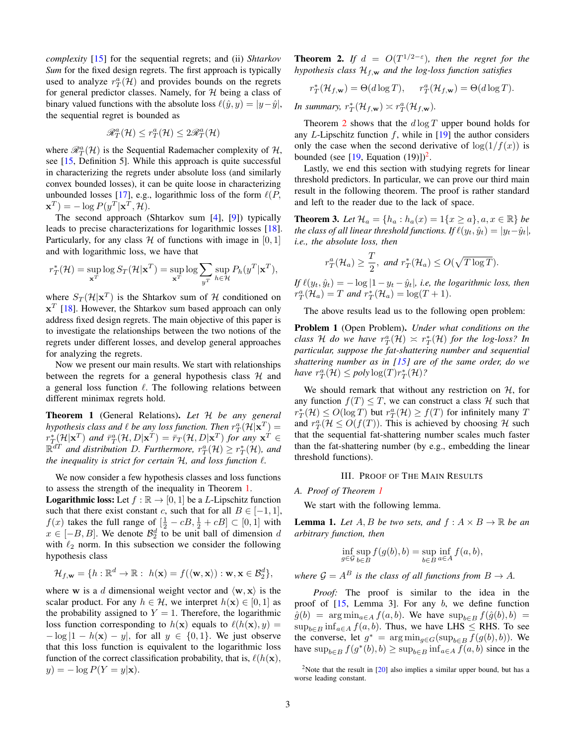*complexity* [15] for the sequential regrets; and (ii) *Shtarkov Sum* for the fixed design regrets. The first approach is typically used to analyze $r_T^a(\mathcal{H})$ and provides bounds on the regrets for general predictor classes. Namely, for $\mathcal{H}$ being a class of binary valued functions with the absolute loss $\ell(\hat{y}, y) = |y - \hat{y}|$, the sequential regret is bounded as

$$\mathscr{R}_T^a(\mathcal{H}) \leq r_T^a(\mathcal{H}) \leq 2\mathscr{R}_T^a(\mathcal{H})$$

where $\mathscr{R}_T^a(\mathcal{H})$ is the Sequential Rademacher complexity of $\mathcal{H}$, see [15, Definition 5]. While this approach is quite successful in characterizing the regrets under absolute loss (and similarly convex bounded losses), it can be quite loose in characterizing unbounded losses [17], e.g., logarithmic loss of the form $\ell(P, \mathbf{x}^T) = -\log P(y^T|\mathbf{x}^T, \mathcal{H})$.

The second approach (Shtarkov sum [4], [9]) typically leads to precise characterizations for logarithmic losses [18]. Particularly, for any class $\mathcal{H}$ of functions with image in $[0, 1]$ and with logarithmic loss, we have that

$$r_T^*(\mathcal{H}) = \sup_{\mathbf{x}^T} \log S_T(\mathcal{H}|\mathbf{x}^T) = \sup_{\mathbf{x}^T} \log \sum_{y^T} \sup_{h\in\mathcal{H}} P_h(y^T|\mathbf{x}^T),$$

where $S_T(\mathcal{H}|\mathbf{x}^T)$ is the Shtarkov sum of $\mathcal{H}$ conditioned on $\mathbf{x}^T$ [18]. However, the Shtarkov sum based approach can only address fixed design regrets. The main objective of this paper is to investigate the relationships between the two notions of the regrets under different losses, and develop general approaches for analyzing the regrets.

Now we present our main results. We start with relationships between the regrets for a general hypothesis class $\mathcal{H}$ and a general loss function $\ell$. The following relations between different minimax regrets hold.

**Theorem 1** (General Relations)**.** *Let $\mathcal{H}$ be any general hypothesis class and $\ell$ be any loss function. Then $r_T^a(\mathcal{H}|\mathbf{x}^T) = r_T^*(\mathcal{H}|\mathbf{x}^T)$ and $\bar{r}_T^a(\mathcal{H}, D|\mathbf{x}^T) = \bar{r}_T(\mathcal{H}, D|\mathbf{x}^T)$ for any $\mathbf{x}^T \in \mathbb{R}^{dT}$ and distribution $D$. Furthermore, $r_T^a(\mathcal{H}) \geq r_T^*(\mathcal{H})$, and the inequality is strict for certain $\mathcal{H}$, and loss function $\ell$.*

We now consider a few hypothesis classes and loss functions to assess the strength of the inequality in Theorem 1.

**Logarithmic loss:** Let $f : \mathbb{R} \to [0, 1]$ be a $L$-Lipschitz function such that there exist constant $c$, such that for all $B \in [-1, 1]$, $f(x)$ takes the full range of $[\frac{1}{2} - cB, \frac{1}{2} + cB] \subset [0, 1]$ with $x \in [-B, B]$. We denote $\mathcal{B}_2^d$ to be unit ball of dimension $d$ with $\ell_2$ norm. In this subsection we consider the following hypothesis class

$$\mathcal{H}_{f,\mathbf{w}} = \{h : \mathbb{R}^d \to \mathbb{R} : \; h(\mathbf{x}) = f(\langle \mathbf{w}, \mathbf{x}\rangle) : \mathbf{w}, \mathbf{x} \in \mathcal{B}_2^d\},$$

where $\mathbf{w}$ is a $d$ dimensional weight vector and $\langle \mathbf{w}, \mathbf{x}\rangle$ is the scalar product. For any $h \in \mathcal{H}$, we interpret $h(\mathbf{x}) \in [0, 1]$ as the probability assigned to $Y = 1$. Therefore, the logarithmic loss function corresponding to $h(\mathbf{x})$ equals to $\ell(h(\mathbf{x}), y) = -\log|1 - h(\mathbf{x}) - y|$, for all $y \in \{0, 1\}$. We just observe that this loss function is equivalent to the logarithmic loss function of the correct classification probability, that is, $\ell(h(\mathbf{x}), y) = -\log P(Y = y|\mathbf{x})$.

**Theorem 2.** *If $d = O(T^{1/2-\varepsilon})$, then the regret for the hypothesis class $\mathcal{H}_{f,\mathbf{w}}$ and the log-loss function satisfies*

$$r_T^*(\mathcal{H}_{f,\mathbf{w}}) = \Theta(d \log T), \quad r_T^a(\mathcal{H}_{f,\mathbf{w}}) = \Theta(d \log T).$$

*In summary, $r_T^*(\mathcal{H}_{f,\mathbf{w}}) \asymp r_T^a(\mathcal{H}_{f,\mathbf{w}})$.*

Theorem 2 shows that the $d \log T$ upper bound holds for any $L$-Lipschitz function $f$, while in [19] the author considers only the case when the second derivative of $\log(1/f(x))$ is bounded (see [19, Equation (19)])[2].

Lastly, we end this section with studying regrets for linear threshold predictors. In particular, we can prove our third main result in the following theorem. The proof is rather standard and left to the reader due to the lack of space.

**Theorem 3.** *Let $\mathcal{H}_a = \{h_a : h_a(x) = 1\{x \geq a\}, a, x \in \mathbb{R}\}$ be the class of all linear threshold functions. If $\ell(y_t, \hat{y}_t) = |y_t - \hat{y}_t|$, i.e., the absolute loss, then*

$$r_T^a(\mathcal{H}_a) \geq \frac{T}{2}, \text{ and } r_T^*(\mathcal{H}_a) \leq O(\sqrt{T \log T}).$$

*If $\ell(y_t, \hat{y}_t) = -\log|1 - y_t - \hat{y}_t|$, i.e, the logarithmic loss, then $r_T^a(\mathcal{H}_a) = T$ and $r_T^*(\mathcal{H}_a) = \log(T + 1)$.*

The above results lead us to the following open problem:

**Problem 1** (Open Problem)**.** *Under what conditions on the class $\mathcal{H}$ do we have $r_T^a(\mathcal{H}) \asymp r_T^*(\mathcal{H})$ for the log-loss? In particular, suppose the fat-shattering number and sequential shattering number as in [15] are of the same order, do we have $r_T^a(\mathcal{H}) \leq poly\log(T) r_T^*(\mathcal{H})$?*

We should remark that without any restriction on $\mathcal{H}$, for any function $f(T) \leq T$, we can construct a class $\mathcal{H}$ such that $r_T^*(\mathcal{H}) \leq O(\log T)$ but $r_T^a(\mathcal{H}) \geq f(T)$ for infinitely many $T$ and $r_T^a(\mathcal{H} \leq O(f(T))$. This is achieved by choosing $\mathcal{H}$ such that the sequential fat-shattering number scales much faster than the fat-shattering number (by e.g., embedding the linear threshold functions).

## III. Proof of the Main Results

### A. Proof of Theorem 1

We start with the following lemma.

**Lemma 1.** *Let $A, B$ be two sets, and $f : A \times B \to \mathbb{R}$ be an arbitrary function, then*

$$\inf_{g\in\mathcal{G}} \sup_{b\in B} f(g(b), b) = \sup_{b\in B} \inf_{a\in A} f(a, b),$$

*where $\mathcal{G} = A^B$ is the class of all functions from $B \to A$.*

*Proof:* The proof is similar to the idea in the proof of [15, Lemma 3]. For any $b$, we define function $\hat{g}(b) = \arg\min_{a\in A} f(a, b)$. We have $\sup_{b\in B} f(\hat{g}(b), b) = \sup_{b\in B} \inf_{a\in A} f(a, b)$. Thus, we have LHS $\leq$ RHS. To see the converse, let $g^* = \arg\min_{g\in G}(\sup_{b\in B} f(g(b), b))$. We have $\sup_{b\in B} f(g^*(b), b) \geq \sup_{b\in B} \inf_{a\in A} f(a, b)$ since in the

[2] Note that the result in [20] also implies a similar upper bound, but has a worse leading constant.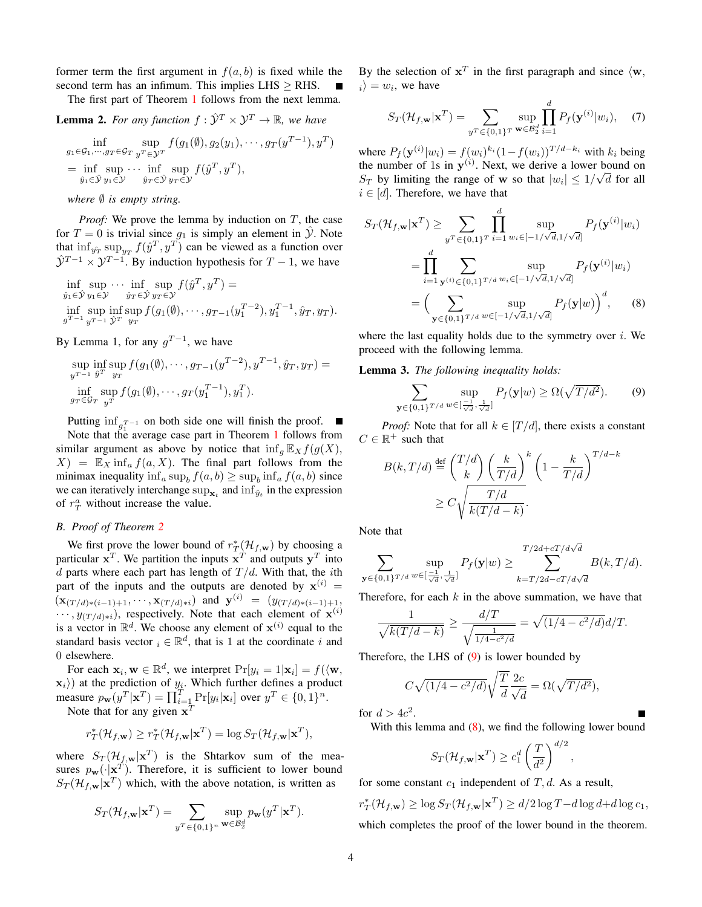former term the first argument in $f(a,b)$ is fixed while the second term has an infimum. This implies LHS $\geq$ RHS. ∎

The first part of Theorem 1 follows from the next lemma.

**Lemma 2.** *For any function $f : \hat{\mathcal{Y}}^T \times \mathcal{Y}^T \to \mathbb{R}$, we have*

$$\inf_{g_1\in\mathcal{G}_1,\cdots,g_T\in\mathcal{G}_T} \sup_{y^T\in\mathcal{Y}^T} f(g_1(\emptyset), g_2(y_1), \cdots, g_T(y^{T-1}), y^T)$$
$$= \inf_{\hat{y}_1\in\hat{\mathcal{Y}}} \sup_{y_1\in\mathcal{Y}} \cdots \inf_{\hat{y}_T\in\hat{\mathcal{Y}}} \sup_{y_T\in\mathcal{Y}} f(\hat{y}^T, y^T),$$

*where $\emptyset$ is empty string.*

*Proof:* We prove the lemma by induction on $T$, the case for $T = 0$ is trivial since $g_1$ is simply an element in $\hat{\mathcal{Y}}$. Note that $\inf_{\hat{y}_T}\sup_{y_T} f(\hat{y}^T, y^T)$ can be viewed as a function over $\hat{\mathcal{Y}}^{T-1} \times \mathcal{Y}^{T-1}$. By induction hypothesis for $T-1$, we have

$$\inf_{\hat{y}_1\in\hat{\mathcal{Y}}} \sup_{y_1\in\mathcal{Y}} \cdots \inf_{\hat{y}_T\in\hat{\mathcal{Y}}} \sup_{y_T\in\mathcal{Y}} f(\hat{y}^T, y^T) =$$
$$\inf_{g^{T-1}} \sup_{y^{T-1}} \inf_{\hat{y}^T} \sup_{y_T} f(g_1(\emptyset), \cdots, g_{T-1}(y_1^{T-2}), y_1^{T-1}, \hat{y}_T, y_T).$$

By Lemma 1, for any $g^{T-1}$, we have

$$\sup_{y^{T-1}} \inf_{\hat{y}^T} \sup_{y_T} f(g_1(\emptyset), \cdots, g_{T-1}(y^{T-2}), y^{T-1}, \hat{y}_T, y_T) =$$
$$\inf_{g_T\in\mathcal{G}_T} \sup_{y^T} f(g_1(\emptyset), \cdots, g_T(y_1^{T-1}), y_1^T).$$

Putting $\inf_{g_1^{T-1}}$ on both side one will finish the proof. ∎

Note that the average case part in Theorem 1 follows from similar argument as above by notice that $\inf_g \mathbb{E}_X f(g(X), X) = \mathbb{E}_X \inf_a f(a, X)$. The final part follows from the minimax inequality $\inf_a \sup_b f(a,b) \geq \sup_b \inf_a f(a,b)$ since we can iteratively interchange $\sup_{\mathbf{x}_t}$ and $\inf_{\hat{y}_t}$ in the expression of $r_T^a$ without increase the value.

### B. Proof of Theorem 2

We first prove the lower bound of $r_T^*(\mathcal{H}_{f,\mathbf{w}})$ by choosing a particular $\mathbf{x}^T$. We partition the inputs $\mathbf{x}^T$ and outputs $\mathbf{y}^T$ into $d$ parts where each part has length of $T/d$. With that, the $i$th part of the inputs and the outputs are denoted by $\mathbf{x}^{(i)} = (\mathbf{x}_{(T/d)*(i-1)+1}, \cdots, \mathbf{x}_{(T/d)*i})$ and $\mathbf{y}^{(i)} = (y_{(T/d)*(i-1)+1}, \cdots, y_{(T/d)*i})$, respectively. Note that each element of $\mathbf{x}^{(i)}$ is a vector in $\mathbb{R}^d$. We choose any element of $\mathbf{x}^{(i)}$ equal to the standard basis vector $_i \in \mathbb{R}^d$, that is 1 at the coordinate $i$ and 0 elsewhere.

For each $\mathbf{x}_i, \mathbf{w} \in \mathbb{R}^d$, we interpret $\Pr[y_i = 1|\mathbf{x}_i] = f(\langle \mathbf{w}, \mathbf{x}_i\rangle)$ at the prediction of $y_i$. Which further defines a product measure $p_{\mathbf{w}}(y^T|\mathbf{x}^T) = \prod_{i=1}^T \Pr[y_i|\mathbf{x}_i]$ over $y^T \in \{0,1\}^n$.

Note that for any given $\mathbf{x}^T$

$$r_T^*(\mathcal{H}_{f,\mathbf{w}}) \geq r_T^*(\mathcal{H}_{f,\mathbf{w}}|\mathbf{x}^T) = \log S_T(\mathcal{H}_{f,\mathbf{w}}|\mathbf{x}^T),$$

where $S_T(\mathcal{H}_{f,\mathbf{w}}|\mathbf{x}^T)$ is the Shtarkov sum of the measures $p_{\mathbf{w}}(\cdot|\mathbf{x}^T)$. Therefore, it is sufficient to lower bound $S_T(\mathcal{H}_{f,\mathbf{w}}|\mathbf{x}^T)$ which, with the above notation, is written as

$$S_T(\mathcal{H}_{f,\mathbf{w}}|\mathbf{x}^T) = \sum_{y^T\in\{0,1\}^n} \sup_{\mathbf{w}\in\mathcal{B}_2^d} p_{\mathbf{w}}(y^T|\mathbf{x}^T).$$

By the selection of $\mathbf{x}^T$ in the first paragraph and since $\langle \mathbf{w}, {}_i\rangle = w_i$, we have

$$S_T(\mathcal{H}_{f,\mathbf{w}}|\mathbf{x}^T) = \sum_{y^T\in\{0,1\}^T} \sup_{\mathbf{w}\in\mathcal{B}_2^d} \prod_{i=1}^d P_f(\mathbf{y}^{(i)}|w_i), \quad (7)$$

where $P_f(\mathbf{y}^{(i)}|w_i) = f(w_i)^{k_i}(1-f(w_i))^{T/d-k_i}$ with $k_i$ being the number of 1s in $\mathbf{y}^{(i)}$. Next, we derive a lower bound on $S_T$ by limiting the range of $\mathbf{w}$ so that $|w_i| \leq 1/\sqrt{d}$ for all $i \in [d]$. Therefore, we have that

$$S_T(\mathcal{H}_{f,\mathbf{w}}|\mathbf{x}^T) \geq \sum_{y^T\in\{0,1\}^T} \prod_{i=1}^d \sup_{w_i\in[-1/\sqrt{d},1/\sqrt{d}]} P_f(\mathbf{y}^{(i)}|w_i)$$
$$= \prod_{i=1}^d \sum_{\mathbf{y}^{(i)}\in\{0,1\}^{T/d}} \sup_{w_i\in[-1/\sqrt{d},1/\sqrt{d}]} P_f(\mathbf{y}^{(i)}|w_i)$$
$$= \Big(\sum_{\mathbf{y}\in\{0,1\}^{T/d}} \sup_{w\in[-1/\sqrt{d},1/\sqrt{d}]} P_f(\mathbf{y}|w)\Big)^d, \quad (8)$$

where the last equality holds due to the symmetry over $i$. We proceed with the following lemma.

**Lemma 3.** *The following inequality holds:*

$$\sum_{\mathbf{y}\in\{0,1\}^{T/d}} \sup_{w\in[\frac{-1}{\sqrt{d}},\frac{1}{\sqrt{d}}]} P_f(\mathbf{y}|w) \geq \Omega(\sqrt{T/d^2}). \quad (9)$$

*Proof:* Note that for all $k \in [T/d]$, there exists a constant $C \in \mathbb{R}^+$ such that

$$B(k, T/d) \overset{\text{def}}{=} \binom{T/d}{k}\left(\frac{k}{T/d}\right)^k\left(1-\frac{k}{T/d}\right)^{T/d-k}$$
$$\geq C\sqrt{\frac{T/d}{k(T/d-k)}}.$$

Note that

$$\sum_{\mathbf{y}\in\{0,1\}^{T/d}} \sup_{w\in[\frac{-1}{\sqrt{d}},\frac{1}{\sqrt{d}}]} P_f(\mathbf{y}|w) \geq \sum_{k=T/2d-cT/d\sqrt{d}}^{T/2d+cT/d\sqrt{d}} B(k, T/d).$$

Therefore, for each $k$ in the above summation, we have that

$$\frac{1}{\sqrt{k(T/d-k)}} \geq \frac{d/T}{\sqrt{\frac{1}{1/4-c^2/d}}} = \sqrt{(1/4-c^2/d)}d/T.$$

Therefore, the LHS of (9) is lower bounded by

$$C\sqrt{(1/4-c^2/d)}\sqrt{\frac{T}{d}}\frac{2c}{\sqrt{d}} = \Omega(\sqrt{T/d^2}),$$

for $d > 4c^2$. ∎

With this lemma and (8), we find the following lower bound

$$S_T(\mathcal{H}_{f,\mathbf{w}}|\mathbf{x}^T) \geq c_1^d\left(\frac{T}{d^2}\right)^{d/2},$$

for some constant $c_1$ independent of $T, d$. As a result,

$$r_T^*(\mathcal{H}_{f,\mathbf{w}}) \geq \log S_T(\mathcal{H}_{f,\mathbf{w}}|\mathbf{x}^T) \geq d/2\log T - d\log d + d\log c_1,$$

which completes the proof of the lower bound in the theorem.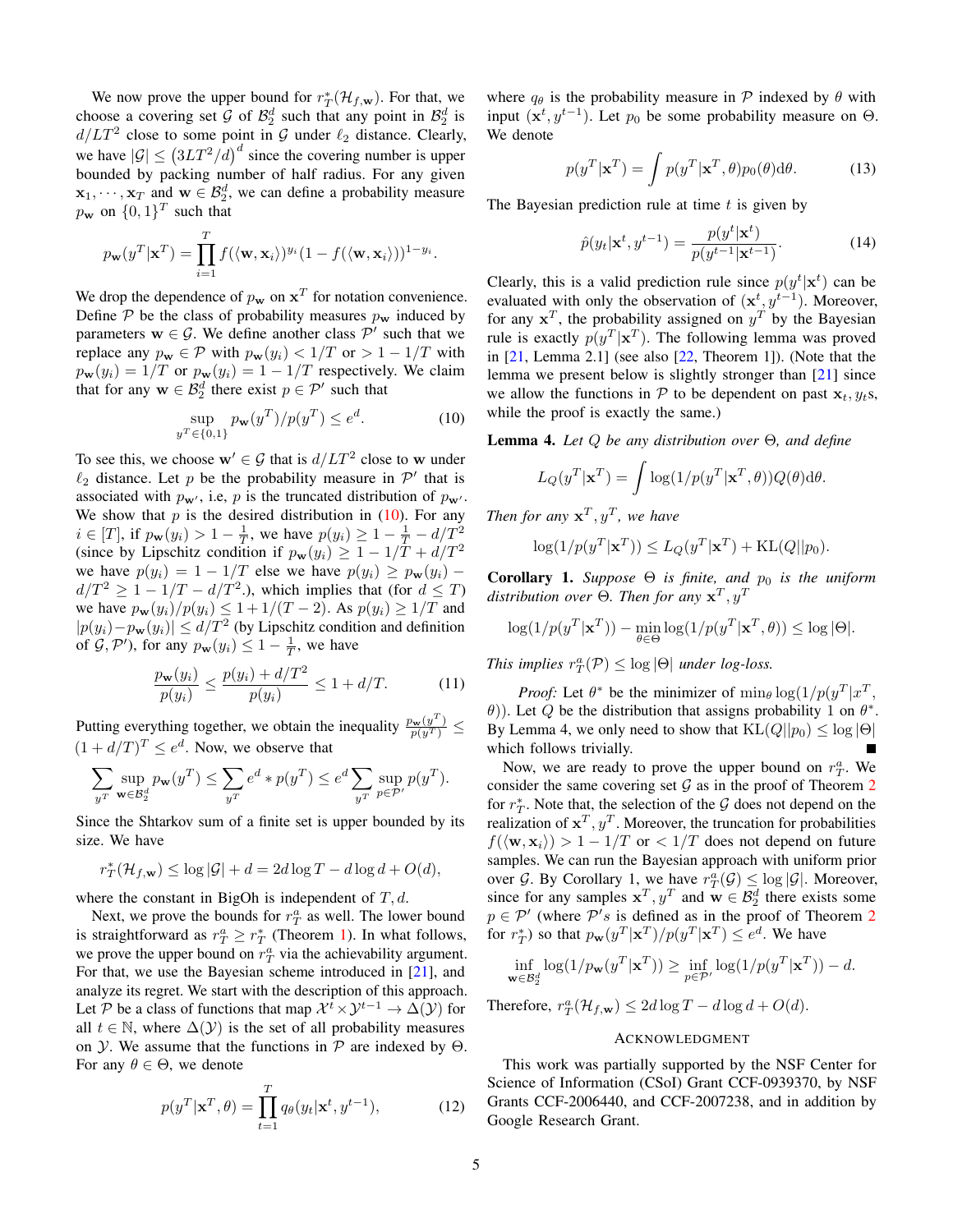We now prove the upper bound for $r_T^*(\mathcal{H}_{f,\mathbf{w}})$. For that, we choose a covering set $\mathcal{G}$ of $\mathcal{B}_2^d$ such that any point in $\mathcal{B}_2^d$ is $d/LT^2$ close to some point in $\mathcal{G}$ under $\ell_2$ distance. Clearly, we have $|\mathcal{G}| \leq \left(3LT^2/d\right)^d$ since the covering number is upper bounded by packing number of half radius. For any given $\mathbf{x}_1, \cdots, \mathbf{x}_T$ and $\mathbf{w} \in \mathcal{B}_2^d$, we can define a probability measure $p_{\mathbf{w}}$ on $\{0,1\}^T$ such that

$$p_{\mathbf{w}}(y^T|\mathbf{x}^T) = \prod_{i=1}^T f(\langle \mathbf{w}, \mathbf{x}_i\rangle)^{y_i}(1 - f(\langle \mathbf{w}, \mathbf{x}_i\rangle))^{1-y_i}.$$

We drop the dependence of $p_{\mathbf{w}}$ on $\mathbf{x}^T$ for notation convenience. Define $\mathcal{P}$ be the class of probability measures $p_{\mathbf{w}}$ induced by parameters $\mathbf{w} \in \mathcal{G}$. We define another class $\mathcal{P}'$ such that we replace any $p_{\mathbf{w}} \in \mathcal{P}$ with $p_{\mathbf{w}}(y_i) < 1/T$ or $> 1 - 1/T$ with $p_{\mathbf{w}}(y_i) = 1/T$ or $p_{\mathbf{w}}(y_i) = 1 - 1/T$ respectively. We claim that for any $\mathbf{w} \in \mathcal{B}_2^d$ there exist $p \in \mathcal{P}'$ such that

$$\sup_{y^T \in \{0,1\}} p_{\mathbf{w}}(y^T)/p(y^T) \leq e^d. \tag{10}$$

To see this, we choose $\mathbf{w}' \in \mathcal{G}$ that is $d/LT^2$ close to $\mathbf{w}$ under $\ell_2$ distance. Let $p$ be the probability measure in $\mathcal{P}'$ that is associated with $p_{\mathbf{w}'}$, i.e, $p$ is the truncated distribution of $p_{\mathbf{w}'}$. We show that $p$ is the desired distribution in (10). For any $i \in [T]$, if $p_{\mathbf{w}}(y_i) > 1 - \frac{1}{T}$, we have $p(y_i) \geq 1 - \frac{1}{T} - d/T^2$ (since by Lipschitz condition if $p_{\mathbf{w}}(y_i) \geq 1 - 1/T + d/T^2$ we have $p(y_i) = 1 - 1/T$ else we have $p(y_i) \geq p_{\mathbf{w}}(y_i) - d/T^2 \geq 1 - 1/T - d/T^2$.), which implies that (for $d \leq T$) we have $p_{\mathbf{w}}(y_i)/p(y_i) \leq 1 + 1/(T-2)$. As $p(y_i) \geq 1/T$ and $|p(y_i) - p_{\mathbf{w}}(y_i)| \leq d/T^2$ (by Lipschitz condition and definition of $\mathcal{G}, \mathcal{P}'$), for any $p_{\mathbf{w}}(y_i) \leq 1 - \frac{1}{T}$, we have

$$\frac{p_{\mathbf{w}}(y_i)}{p(y_i)} \leq \frac{p(y_i) + d/T^2}{p(y_i)} \leq 1 + d/T. \tag{11}$$

Putting everything together, we obtain the inequality $\frac{p_{\mathbf{w}}(y^T)}{p(y^T)} \leq (1 + d/T)^T \leq e^d$. Now, we observe that

$$\sum_{y^T} \sup_{\mathbf{w} \in \mathcal{B}_2^d} p_{\mathbf{w}}(y^T) \leq \sum_{y^T} e^d * p(y^T) \leq e^d \sum_{y^T} \sup_{p \in \mathcal{P}'} p(y^T).$$

Since the Shtarkov sum of a finite set is upper bounded by its size. We have

$$r_T^*(\mathcal{H}_{f,\mathbf{w}}) \leq \log |\mathcal{G}| + d = 2d \log T - d \log d + O(d),$$

where the constant in BigOh is independent of $T, d$.

Next, we prove the bounds for $r_T^a$ as well. The lower bound is straightforward as $r_T^a \geq r_T^*$ (Theorem 1). In what follows, we prove the upper bound on $r_T^a$ via the achievability argument. For that, we use the Bayesian scheme introduced in [21], and analyze its regret. We start with the description of this approach. Let $\mathcal{P}$ be a class of functions that map $\mathcal{X}^t \times \mathcal{Y}^{t-1} \to \Delta(\mathcal{Y})$ for all $t \in \mathbb{N}$, where $\Delta(\mathcal{Y})$ is the set of all probability measures on $\mathcal{Y}$. We assume that the functions in $\mathcal{P}$ are indexed by $\Theta$. For any $\theta \in \Theta$, we denote

$$p(y^T|\mathbf{x}^T, \theta) = \prod_{t=1}^T q_\theta(y_t|\mathbf{x}^t, y^{t-1}), \tag{12}$$

where $q_\theta$ is the probability measure in $\mathcal{P}$ indexed by $\theta$ with input $(\mathbf{x}^t, y^{t-1})$. Let $p_0$ be some probability measure on $\Theta$. We denote

$$p(y^T|\mathbf{x}^T) = \int p(y^T|\mathbf{x}^T, \theta) p_0(\theta) \mathrm{d}\theta. \tag{13}$$

The Bayesian prediction rule at time $t$ is given by

$$\hat{p}(y_t|\mathbf{x}^t, y^{t-1}) = \frac{p(y^t|\mathbf{x}^t)}{p(y^{t-1}|\mathbf{x}^{t-1})}. \tag{14}$$

Clearly, this is a valid prediction rule since $p(y^t|\mathbf{x}^t)$ can be evaluated with only the observation of $(\mathbf{x}^t, y^{t-1})$. Moreover, for any $\mathbf{x}^T$, the probability assigned on $y^T$ by the Bayesian rule is exactly $p(y^T|\mathbf{x}^T)$. The following lemma was proved in [21, Lemma 2.1] (see also [22, Theorem 1]). (Note that the lemma we present below is slightly stronger than [21] since we allow the functions in $\mathcal{P}$ to be dependent on past $\mathbf{x}_t, y_t$s, while the proof is exactly the same.)

**Lemma 4.** *Let $Q$ be any distribution over $\Theta$, and define*

$$L_Q(y^T|\mathbf{x}^T) = \int \log(1/p(y^T|\mathbf{x}^T, \theta)) Q(\theta) \mathrm{d}\theta.$$

*Then for any $\mathbf{x}^T, y^T$, we have*

$$\log(1/p(y^T|\mathbf{x}^T)) \leq L_Q(y^T|\mathbf{x}^T) + \mathrm{KL}(Q||p_0).$$

**Corollary 1.** *Suppose $\Theta$ is finite, and $p_0$ is the uniform distribution over $\Theta$. Then for any $\mathbf{x}^T, y^T$*

$$\log(1/p(y^T|\mathbf{x}^T)) - \min_{\theta \in \Theta} \log(1/p(y^T|\mathbf{x}^T, \theta)) \leq \log |\Theta|.$$

*This implies $r_T^a(\mathcal{P}) \leq \log |\Theta|$ under log-loss.*

*Proof:* Let $\theta^*$ be the minimizer of $\min_\theta \log(1/p(y^T|x^T, \theta))$. Let $Q$ be the distribution that assigns probability 1 on $\theta^*$. By Lemma 4, we only need to show that $\mathrm{KL}(Q||p_0) \leq \log |\Theta|$ which follows trivially. ■

Now, we are ready to prove the upper bound on $r_T^a$. We consider the same covering set $\mathcal{G}$ as in the proof of Theorem 2 for $r_T^*$. Note that, the selection of the $\mathcal{G}$ does not depend on the realization of $\mathbf{x}^T, y^T$. Moreover, the truncation for probabilities $f(\langle \mathbf{w}, \mathbf{x}_i\rangle) > 1 - 1/T$ or $< 1/T$ does not depend on future samples. We can run the Bayesian approach with uniform prior over $\mathcal{G}$. By Corollary 1, we have $r_T^a(\mathcal{G}) \leq \log |\mathcal{G}|$. Moreover, since for any samples $\mathbf{x}^T, y^T$ and $\mathbf{w} \in \mathcal{B}_2^d$ there exists some $p \in \mathcal{P}'$ (where $\mathcal{P}'s$ is defined as in the proof of Theorem 2 for $r_T^*$) so that $p_{\mathbf{w}}(y^T|\mathbf{x}^T)/p(y^T|\mathbf{x}^T) \leq e^d$. We have

$$\inf_{\mathbf{w} \in \mathcal{B}_2^d} \log(1/p_{\mathbf{w}}(y^T|\mathbf{x}^T)) \geq \inf_{p \in \mathcal{P}'} \log(1/p(y^T|\mathbf{x}^T)) - d.$$

Therefore, $r_T^a(\mathcal{H}_{f,\mathbf{w}}) \leq 2d \log T - d \log d + O(d)$.

## ACKNOWLEDGMENT

This work was partially supported by the NSF Center for Science of Information (CSoI) Grant CCF-0939370, by NSF Grants CCF-2006440, and CCF-2007238, and in addition by Google Research Grant.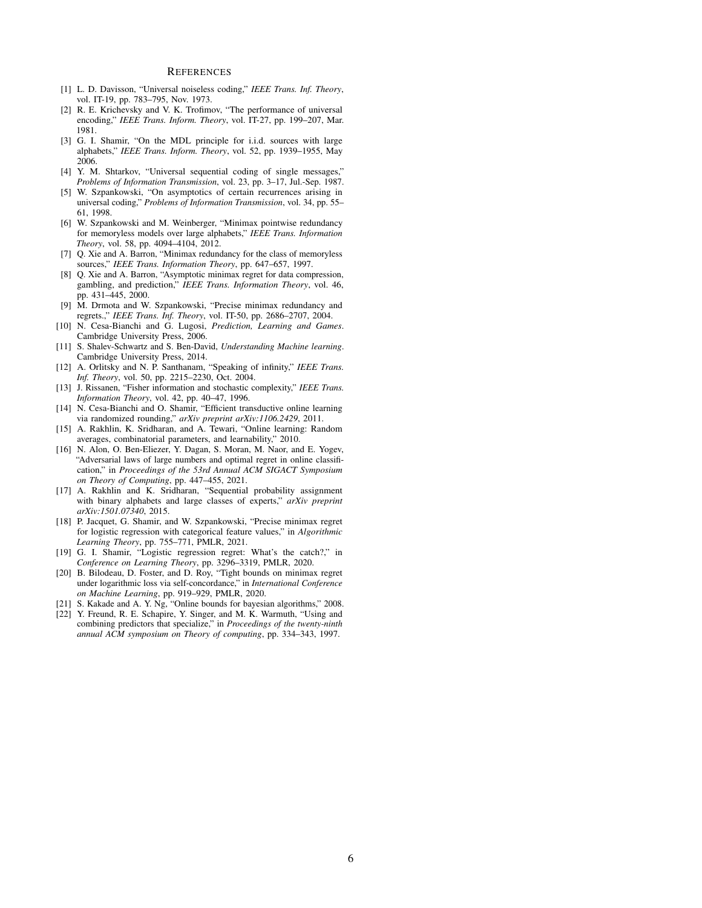# References

[1] L. D. Davisson, "Universal noiseless coding," *IEEE Trans. Inf. Theory*, vol. IT-19, pp. 783–795, Nov. 1973.

[2] R. E. Krichevsky and V. K. Trofimov, "The performance of universal encoding," *IEEE Trans. Inform. Theory*, vol. IT-27, pp. 199–207, Mar. 1981.

[3] G. I. Shamir, "On the MDL principle for i.i.d. sources with large alphabets," *IEEE Trans. Inform. Theory*, vol. 52, pp. 1939–1955, May 2006.

[4] Y. M. Shtarkov, "Universal sequential coding of single messages," *Problems of Information Transmission*, vol. 23, pp. 3–17, Jul.-Sep. 1987.

[5] W. Szpankowski, "On asymptotics of certain recurrences arising in universal coding," *Problems of Information Transmission*, vol. 34, pp. 55–61, 1998.

[6] W. Szpankowski and M. Weinberger, "Minimax pointwise redundancy for memoryless models over large alphabets," *IEEE Trans. Information Theory*, vol. 58, pp. 4094–4104, 2012.

[7] Q. Xie and A. Barron, "Minimax redundancy for the class of memoryless sources," *IEEE Trans. Information Theory*, pp. 647–657, 1997.

[8] Q. Xie and A. Barron, "Asymptotic minimax regret for data compression, gambling, and prediction," *IEEE Trans. Information Theory*, vol. 46, pp. 431–445, 2000.

[9] M. Drmota and W. Szpankowski, "Precise minimax redundancy and regrets.," *IEEE Trans. Inf. Theory*, vol. IT-50, pp. 2686–2707, 2004.

[10] N. Cesa-Bianchi and G. Lugosi, *Prediction, Learning and Games*. Cambridge University Press, 2006.

[11] S. Shalev-Schwartz and S. Ben-David, *Understanding Machine learning*. Cambridge University Press, 2014.

[12] A. Orlitsky and N. P. Santhanam, "Speaking of infinity," *IEEE Trans. Inf. Theory*, vol. 50, pp. 2215–2230, Oct. 2004.

[13] J. Rissanen, "Fisher information and stochastic complexity," *IEEE Trans. Information Theory*, vol. 42, pp. 40–47, 1996.

[14] N. Cesa-Bianchi and O. Shamir, "Efficient transductive online learning via randomized rounding," *arXiv preprint arXiv:1106.2429*, 2011.

[15] A. Rakhlin, K. Sridharan, and A. Tewari, "Online learning: Random averages, combinatorial parameters, and learnability," 2010.

[16] N. Alon, O. Ben-Eliezer, Y. Dagan, S. Moran, M. Naor, and E. Yogev, "Adversarial laws of large numbers and optimal regret in online classification," in *Proceedings of the 53rd Annual ACM SIGACT Symposium on Theory of Computing*, pp. 447–455, 2021.

[17] A. Rakhlin and K. Sridharan, "Sequential probability assignment with binary alphabets and large classes of experts," *arXiv preprint arXiv:1501.07340*, 2015.

[18] P. Jacquet, G. Shamir, and W. Szpankowski, "Precise minimax regret for logistic regression with categorical feature values," in *Algorithmic Learning Theory*, pp. 755–771, PMLR, 2021.

[19] G. I. Shamir, "Logistic regression regret: What's the catch?," in *Conference on Learning Theory*, pp. 3296–3319, PMLR, 2020.

[20] B. Bilodeau, D. Foster, and D. Roy, "Tight bounds on minimax regret under logarithmic loss via self-concordance," in *International Conference on Machine Learning*, pp. 919–929, PMLR, 2020.

[21] S. Kakade and A. Y. Ng, "Online bounds for bayesian algorithms," 2008.

[22] Y. Freund, R. E. Schapire, Y. Singer, and M. K. Warmuth, "Using and combining predictors that specialize," in *Proceedings of the twenty-ninth annual ACM symposium on Theory of computing*, pp. 334–343, 1997.